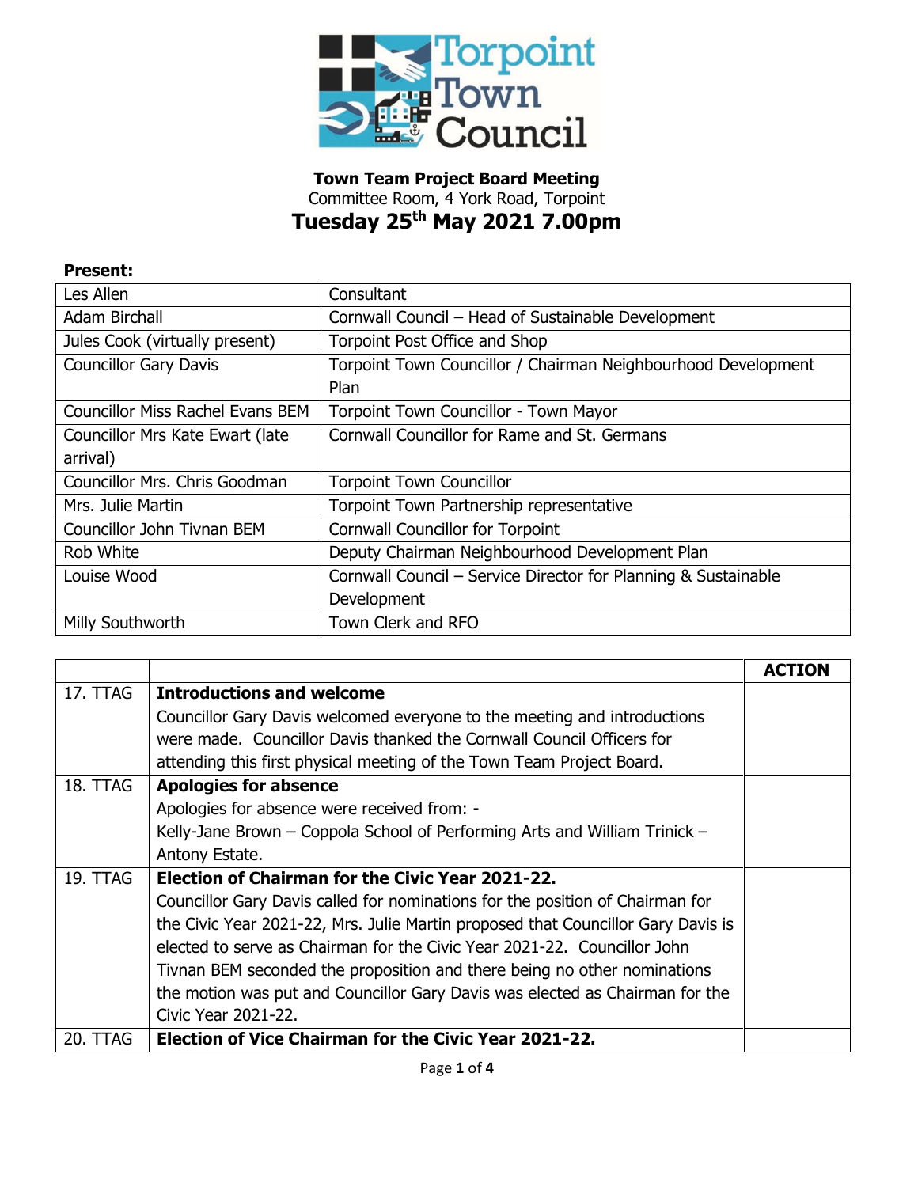**Town Team Project Board Meeting**
Committee Room, 4 York Road, Torpoint
**Tuesday 25th May 2021 7.00pm**

**Present:**

| | |
|---|---|
| Les Allen | Consultant |
| Adam Birchall | Cornwall Council – Head of Sustainable Development |
| Jules Cook (virtually present) | Torpoint Post Office and Shop |
| Councillor Gary Davis | Torpoint Town Councillor / Chairman Neighbourhood Development Plan |
| Councillor Miss Rachel Evans BEM | Torpoint Town Councillor - Town Mayor |
| Councillor Mrs Kate Ewart (late arrival) | Cornwall Councillor for Rame and St. Germans |
| Councillor Mrs. Chris Goodman | Torpoint Town Councillor |
| Mrs. Julie Martin | Torpoint Town Partnership representative |
| Councillor John Tivnan BEM | Cornwall Councillor for Torpoint |
| Rob White | Deputy Chairman Neighbourhood Development Plan |
| Louise Wood | Cornwall Council – Service Director for Planning & Sustainable Development |
| Milly Southworth | Town Clerk and RFO |

| | | ACTION |
|---|---|---|
| 17. TTAG | **Introductions and welcome**<br>Councillor Gary Davis welcomed everyone to the meeting and introductions were made. Councillor Davis thanked the Cornwall Council Officers for attending this first physical meeting of the Town Team Project Board. | |
| 18. TTAG | **Apologies for absence**<br>Apologies for absence were received from: -<br>Kelly-Jane Brown – Coppola School of Performing Arts and William Trinick – Antony Estate. | |
| 19. TTAG | **Election of Chairman for the Civic Year 2021-22.**<br>Councillor Gary Davis called for nominations for the position of Chairman for the Civic Year 2021-22, Mrs. Julie Martin proposed that Councillor Gary Davis is elected to serve as Chairman for the Civic Year 2021-22. Councillor John Tivnan BEM seconded the proposition and there being no other nominations the motion was put and Councillor Gary Davis was elected as Chairman for the Civic Year 2021-22. | |
| 20. TTAG | **Election of Vice Chairman for the Civic Year 2021-22.** | |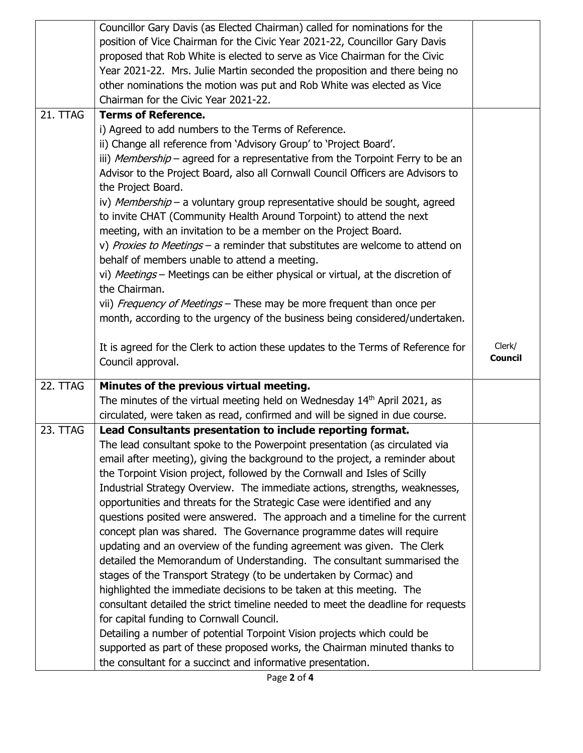| | | |
|---|---|---|
| | Councillor Gary Davis (as Elected Chairman) called for nominations for the position of Vice Chairman for the Civic Year 2021-22, Councillor Gary Davis proposed that Rob White is elected to serve as Vice Chairman for the Civic Year 2021-22. Mrs. Julie Martin seconded the proposition and there being no other nominations the motion was put and Rob White was elected as Vice Chairman for the Civic Year 2021-22. | |
| 21. TTAG | **Terms of Reference.**<br>i) Agreed to add numbers to the Terms of Reference.<br>ii) Change all reference from 'Advisory Group' to 'Project Board'.<br>iii) *Membership* – agreed for a representative from the Torpoint Ferry to be an Advisor to the Project Board, also all Cornwall Council Officers are Advisors to the Project Board.<br>iv) *Membership* – a voluntary group representative should be sought, agreed to invite CHAT (Community Health Around Torpoint) to attend the next meeting, with an invitation to be a member on the Project Board.<br>v) *Proxies to Meetings* – a reminder that substitutes are welcome to attend on behalf of members unable to attend a meeting.<br>vi) *Meetings* – Meetings can be either physical or virtual, at the discretion of the Chairman.<br>vii) *Frequency of Meetings* – These may be more frequent than once per month, according to the urgency of the business being considered/undertaken.<br><br>It is agreed for the Clerk to action these updates to the Terms of Reference for Council approval. | Clerk/<br>**Council** |
| 22. TTAG | **Minutes of the previous virtual meeting.**<br>The minutes of the virtual meeting held on Wednesday 14th April 2021, as circulated, were taken as read, confirmed and will be signed in due course. | |
| 23. TTAG | **Lead Consultants presentation to include reporting format.**<br>The lead consultant spoke to the Powerpoint presentation (as circulated via email after meeting), giving the background to the project, a reminder about the Torpoint Vision project, followed by the Cornwall and Isles of Scilly Industrial Strategy Overview. The immediate actions, strengths, weaknesses, opportunities and threats for the Strategic Case were identified and any questions posited were answered. The approach and a timeline for the current concept plan was shared. The Governance programme dates will require updating and an overview of the funding agreement was given. The Clerk detailed the Memorandum of Understanding. The consultant summarised the stages of the Transport Strategy (to be undertaken by Cormac) and highlighted the immediate decisions to be taken at this meeting. The consultant detailed the strict timeline needed to meet the deadline for requests for capital funding to Cornwall Council.<br>Detailing a number of potential Torpoint Vision projects which could be supported as part of these proposed works, the Chairman minuted thanks to the consultant for a succinct and informative presentation. | |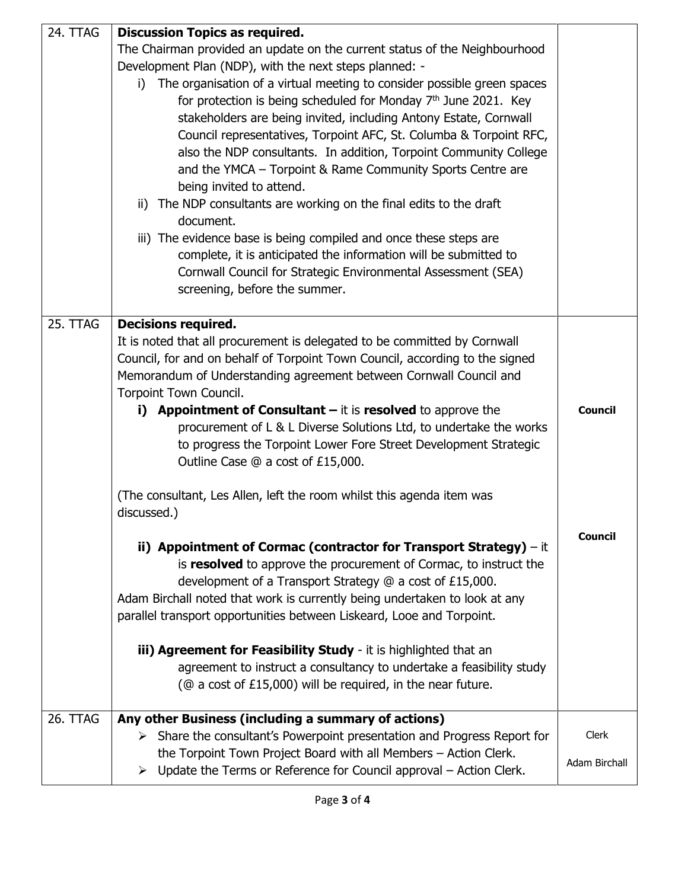| | | |
|---|---|---|
| 24. TTAG | **Discussion Topics as required.**<br>The Chairman provided an update on the current status of the Neighbourhood Development Plan (NDP), with the next steps planned: -<br>i) The organisation of a virtual meeting to consider possible green spaces for protection is being scheduled for Monday 7th June 2021. Key stakeholders are being invited, including Antony Estate, Cornwall Council representatives, Torpoint AFC, St. Columba & Torpoint RFC, also the NDP consultants. In addition, Torpoint Community College and the YMCA – Torpoint & Rame Community Sports Centre are being invited to attend.<br>ii) The NDP consultants are working on the final edits to the draft document.<br>iii) The evidence base is being compiled and once these steps are complete, it is anticipated the information will be submitted to Cornwall Council for Strategic Environmental Assessment (SEA) screening, before the summer. | |
| 25. TTAG | **Decisions required.**<br>It is noted that all procurement is delegated to be committed by Cornwall Council, for and on behalf of Torpoint Town Council, according to the signed Memorandum of Understanding agreement between Cornwall Council and Torpoint Town Council.<br>**i) Appointment of Consultant –** it is **resolved** to approve the procurement of L & L Diverse Solutions Ltd, to undertake the works to progress the Torpoint Lower Fore Street Development Strategic Outline Case @ a cost of £15,000.<br><br>(The consultant, Les Allen, left the room whilst this agenda item was discussed.)<br><br>**ii) Appointment of Cormac (contractor for Transport Strategy)** – it is **resolved** to approve the procurement of Cormac, to instruct the development of a Transport Strategy @ a cost of £15,000.<br>Adam Birchall noted that work is currently being undertaken to look at any parallel transport opportunities between Liskeard, Looe and Torpoint.<br><br>**iii) Agreement for Feasibility Study** - it is highlighted that an agreement to instruct a consultancy to undertake a feasibility study (@ a cost of £15,000) will be required, in the near future. | **Council**<br><br><br><br><br>**Council** |
| 26. TTAG | **Any other Business (including a summary of actions)**<br>➢ Share the consultant's Powerpoint presentation and Progress Report for the Torpoint Town Project Board with all Members – Action Clerk.<br>➢ Update the Terms or Reference for Council approval – Action Clerk. | Clerk<br><br>Adam Birchall |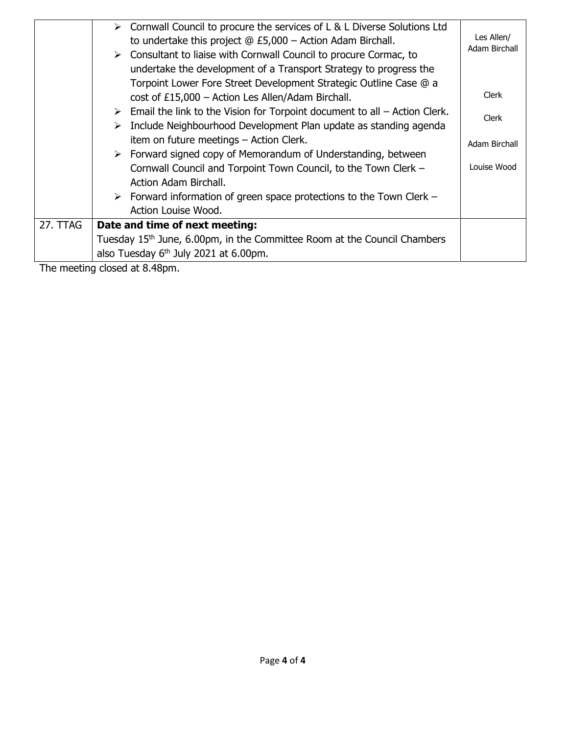| | | |
|---|---|---|
| | ➢ Cornwall Council to procure the services of L & L Diverse Solutions Ltd to undertake this project @ £5,000 – Action Adam Birchall.<br>➢ Consultant to liaise with Cornwall Council to procure Cormac, to undertake the development of a Transport Strategy to progress the Torpoint Lower Fore Street Development Strategic Outline Case @ a cost of £15,000 – Action Les Allen/Adam Birchall.<br>➢ Email the link to the Vision for Torpoint document to all – Action Clerk.<br>➢ Include Neighbourhood Development Plan update as standing agenda item on future meetings – Action Clerk.<br>➢ Forward signed copy of Memorandum of Understanding, between Cornwall Council and Torpoint Town Council, to the Town Clerk – Action Adam Birchall.<br>➢ Forward information of green space protections to the Town Clerk – Action Louise Wood. | Les Allen/ Adam Birchall<br><br>Clerk<br><br>Clerk<br><br>Adam Birchall<br><br>Louise Wood |
| 27. TTAG | **Date and time of next meeting:**<br>Tuesday 15th June, 6.00pm, in the Committee Room at the Council Chambers also Tuesday 6th July 2021 at 6.00pm. | |

The meeting closed at 8.48pm.